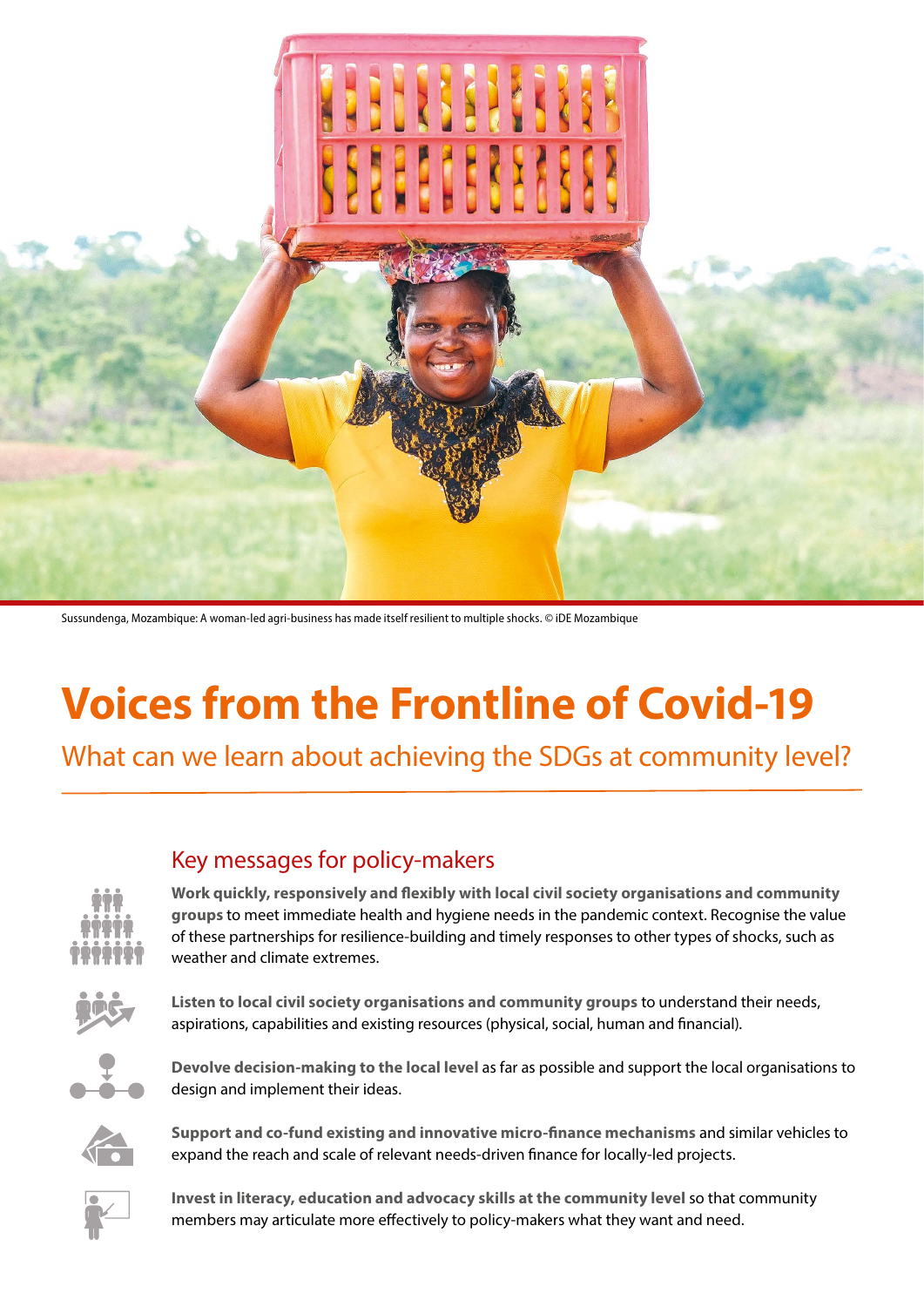Sussundenga, Mozambique: A woman-led agri-business has made itself resilient to multiple shocks. © iDE Mozambique

# Voices from the Frontline of Covid-19

## What can we learn about achieving the SDGs at community level?

### Key messages for policy-makers

**Work quickly, responsively and flexibly with local civil society organisations and community groups** to meet immediate health and hygiene needs in the pandemic context. Recognise the value of these partnerships for resilience-building and timely responses to other types of shocks, such as weather and climate extremes.

**Listen to local civil society organisations and community groups** to understand their needs, aspirations, capabilities and existing resources (physical, social, human and financial).

**Devolve decision-making to the local level** as far as possible and support the local organisations to design and implement their ideas.

**Support and co-fund existing and innovative micro-finance mechanisms** and similar vehicles to expand the reach and scale of relevant needs-driven finance for locally-led projects.

**Invest in literacy, education and advocacy skills at the community level** so that community members may articulate more effectively to policy-makers what they want and need.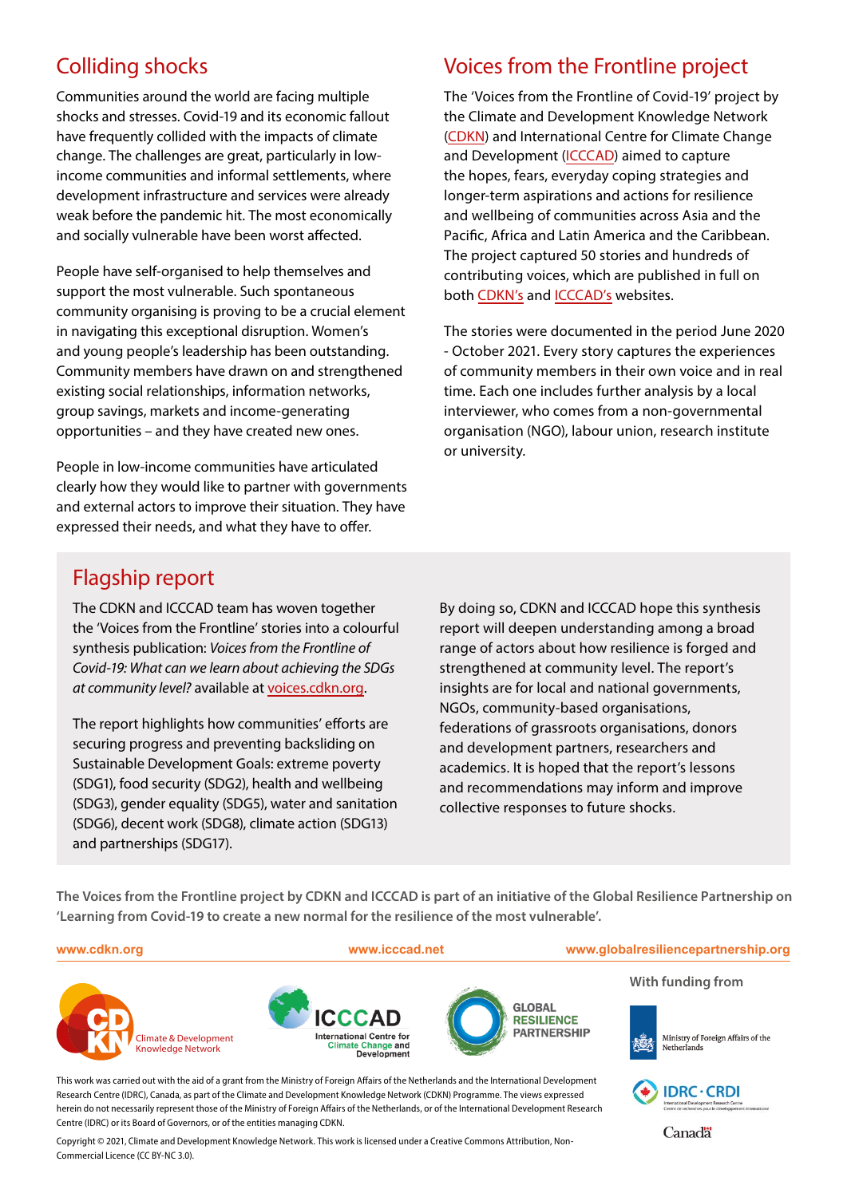## Colliding shocks

Communities around the world are facing multiple shocks and stresses. Covid-19 and its economic fallout have frequently collided with the impacts of climate change. The challenges are great, particularly in low-income communities and informal settlements, where development infrastructure and services were already weak before the pandemic hit. The most economically and socially vulnerable have been worst affected.

People have self-organised to help themselves and support the most vulnerable. Such spontaneous community organising is proving to be a crucial element in navigating this exceptional disruption. Women's and young people's leadership has been outstanding. Community members have drawn on and strengthened existing social relationships, information networks, group savings, markets and income-generating opportunities – and they have created new ones.

People in low-income communities have articulated clearly how they would like to partner with governments and external actors to improve their situation. They have expressed their needs, and what they have to offer.

## Voices from the Frontline project

The 'Voices from the Frontline of Covid-19' project by the Climate and Development Knowledge Network (CDKN) and International Centre for Climate Change and Development (ICCCAD) aimed to capture the hopes, fears, everyday coping strategies and longer-term aspirations and actions for resilience and wellbeing of communities across Asia and the Pacific, Africa and Latin America and the Caribbean. The project captured 50 stories and hundreds of contributing voices, which are published in full on both CDKN's and ICCCAD's websites.

The stories were documented in the period June 2020 - October 2021. Every story captures the experiences of community members in their own voice and in real time. Each one includes further analysis by a local interviewer, who comes from a non-governmental organisation (NGO), labour union, research institute or university.

## Flagship report

The CDKN and ICCCAD team has woven together the 'Voices from the Frontline' stories into a colourful synthesis publication: *Voices from the Frontline of Covid-19: What can we learn about achieving the SDGs at community level?* available at voices.cdkn.org.

The report highlights how communities' efforts are securing progress and preventing backsliding on Sustainable Development Goals: extreme poverty (SDG1), food security (SDG2), health and wellbeing (SDG3), gender equality (SDG5), water and sanitation (SDG6), decent work (SDG8), climate action (SDG13) and partnerships (SDG17).

By doing so, CDKN and ICCCAD hope this synthesis report will deepen understanding among a broad range of actors about how resilience is forged and strengthened at community level. The report's insights are for local and national governments, NGOs, community-based organisations, federations of grassroots organisations, donors and development partners, researchers and academics. It is hoped that the report's lessons and recommendations may inform and improve collective responses to future shocks.

**The Voices from the Frontline project by CDKN and ICCCAD is part of an initiative of the Global Resilience Partnership on 'Learning from Covid-19 to create a new normal for the resilience of the most vulnerable'.**

**www.cdkn.org** **www.icccad.net** **www.globalresiliencepartnership.org**

Climate & Development Knowledge Network

ICCCAD International Centre for Climate Change and Development

GLOBAL RESILIENCE PARTNERSHIP

With funding from

Ministry of Foreign Affairs of the Netherlands

IDRC · CRDI

Canada

This work was carried out with the aid of a grant from the Ministry of Foreign Affairs of the Netherlands and the International Development Research Centre (IDRC), Canada, as part of the Climate and Development Knowledge Network (CDKN) Programme. The views expressed herein do not necessarily represent those of the Ministry of Foreign Affairs of the Netherlands, or of the International Development Research Centre (IDRC) or its Board of Governors, or of the entities managing CDKN.

Copyright © 2021, Climate and Development Knowledge Network. This work is licensed under a Creative Commons Attribution, Non-Commercial Licence (CC BY-NC 3.0).